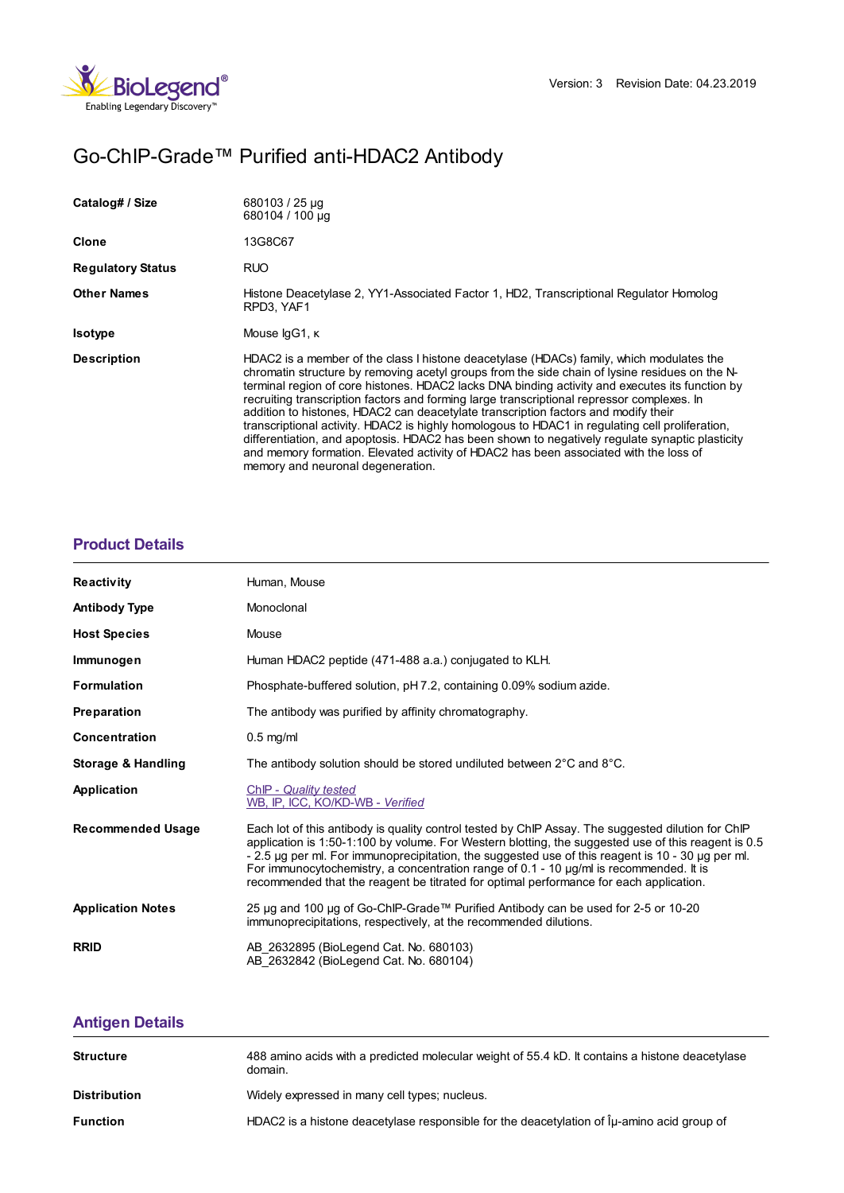Version: 3 Revision Date: 04.23.2019

# Go-ChIP-Grade™ Purified anti-HDAC2 Antibody

| | |
|---|---|
| **Catalog# / Size** | 680103 / 25 µg<br>680104 / 100 µg |
| **Clone** | 13G8C67 |
| **Regulatory Status** | RUO |
| **Other Names** | Histone Deacetylase 2, YY1-Associated Factor 1, HD2, Transcriptional Regulator Homolog RPD3, YAF1 |
| **Isotype** | Mouse IgG1, κ |
| **Description** | HDAC2 is a member of the class I histone deacetylase (HDACs) family, which modulates the chromatin structure by removing acetyl groups from the side chain of lysine residues on the N-terminal region of core histones. HDAC2 lacks DNA binding activity and executes its function by recruiting transcription factors and forming large transcriptional repressor complexes. In addition to histones, HDAC2 can deacetylate transcription factors and modify their transcriptional activity. HDAC2 is highly homologous to HDAC1 in regulating cell proliferation, differentiation, and apoptosis. HDAC2 has been shown to negatively regulate synaptic plasticity and memory formation. Elevated activity of HDAC2 has been associated with the loss of memory and neuronal degeneration. |

## Product Details

| | |
|---|---|
| **Reactivity** | Human, Mouse |
| **Antibody Type** | Monoclonal |
| **Host Species** | Mouse |
| **Immunogen** | Human HDAC2 peptide (471-488 a.a.) conjugated to KLH. |
| **Formulation** | Phosphate-buffered solution, pH 7.2, containing 0.09% sodium azide. |
| **Preparation** | The antibody was purified by affinity chromatography. |
| **Concentration** | 0.5 mg/ml |
| **Storage & Handling** | The antibody solution should be stored undiluted between 2°C and 8°C. |
| **Application** | ChIP - *Quality tested*<br>WB, IP, ICC, KO/KD-WB - *Verified* |
| **Recommended Usage** | Each lot of this antibody is quality control tested by ChIP Assay. The suggested dilution for ChIP application is 1:50-1:100 by volume. For Western blotting, the suggested use of this reagent is 0.5 - 2.5 µg per ml. For immunoprecipitation, the suggested use of this reagent is 10 - 30 µg per ml. For immunocytochemistry, a concentration range of 0.1 - 10 µg/ml is recommended. It is recommended that the reagent be titrated for optimal performance for each application. |
| **Application Notes** | 25 µg and 100 µg of Go-ChIP-Grade™ Purified Antibody can be used for 2-5 or 10-20 immunoprecipitations, respectively, at the recommended dilutions. |
| **RRID** | AB_2632895 (BioLegend Cat. No. 680103)<br>AB_2632842 (BioLegend Cat. No. 680104) |

## Antigen Details

| | |
|---|---|
| **Structure** | 488 amino acids with a predicted molecular weight of 55.4 kD. It contains a histone deacetylase domain. |
| **Distribution** | Widely expressed in many cell types; nucleus. |
| **Function** | HDAC2 is a histone deacetylase responsible for the deacetylation of Îµ-amino acid group of |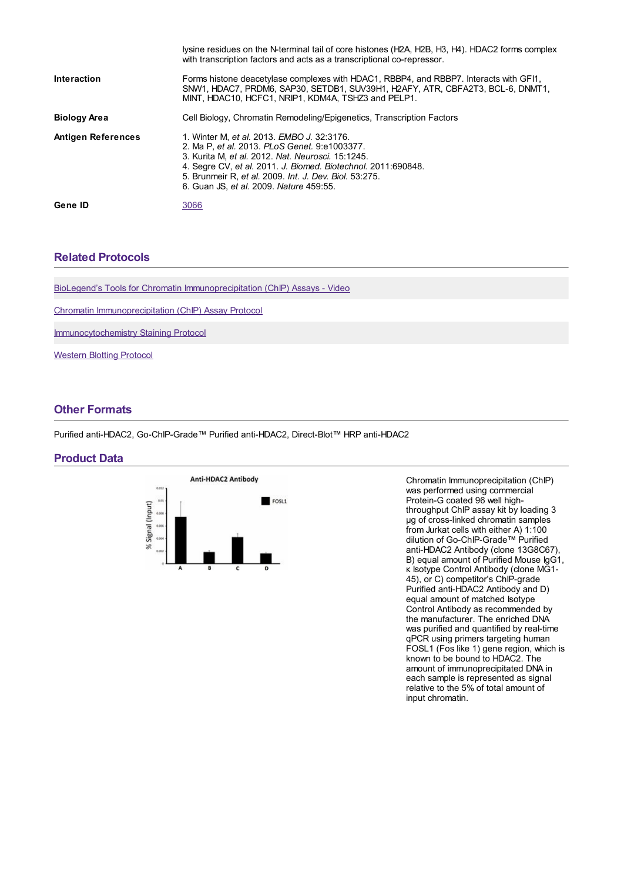| | |
|---|---|
| | lysine residues on the N-terminal tail of core histones (H2A, H2B, H3, H4). HDAC2 forms complex with transcription factors and acts as a transcriptional co-repressor. |
| **Interaction** | Forms histone deacetylase complexes with HDAC1, RBBP4, and RBBP7. Interacts with GFI1, SNW1, HDAC7, PRDM6, SAP30, SETDB1, SUV39H1, H2AFY, ATR, CBFA2T3, BCL-6, DNMT1, MINT, HDAC10, HCFC1, NRIP1, KDM4A, TSHZ3 and PELP1. |
| **Biology Area** | Cell Biology, Chromatin Remodeling/Epigenetics, Transcription Factors |
| **Antigen References** | 1. Winter M, *et al.* 2013. *EMBO J.* 32:3176.<br>2. Ma P, *et al.* 2013. *PLoS Genet.* 9:e1003377.<br>3. Kurita M, *et al.* 2012. *Nat. Neurosci.* 15:1245.<br>4. Segre CV, *et al.* 2011. *J. Biomed. Biotechnol.* 2011:690848.<br>5. Brunmeir R, *et al.* 2009. *Int. J. Dev. Biol.* 53:275.<br>6. Guan JS, *et al.* 2009. *Nature* 459:55. |
| **Gene ID** | 3066 |

## Related Protocols

BioLegend's Tools for Chromatin Immunoprecipitation (ChIP) Assays - Video

Chromatin Immunoprecipitation (ChIP) Assay Protocol

Immunocytochemistry Staining Protocol

Western Blotting Protocol

## Other Formats

Purified anti-HDAC2, Go-ChIP-Grade™ Purified anti-HDAC2, Direct-Blot™ HRP anti-HDAC2

## Product Data

Chromatin Immunoprecipitation (ChIP) was performed using commercial Protein-G coated 96 well high-throughput ChIP assay kit by loading 3 µg of cross-linked chromatin samples from Jurkat cells with either A) 1:100 dilution of Go-ChIP-Grade™ Purified anti-HDAC2 Antibody (clone 13G8C67), B) equal amount of Purified Mouse IgG1, κ Isotype Control Antibody (clone MG1-45), or C) competitor's ChIP-grade Purified anti-HDAC2 Antibody and D) equal amount of matched Isotype Control Antibody as recommended by the manufacturer. The enriched DNA was purified and quantified by real-time qPCR using primers targeting human FOSL1 (Fos like 1) gene region, which is known to be bound to HDAC2. The amount of immunoprecipitated DNA in each sample is represented as signal relative to the 5% of total amount of input chromatin.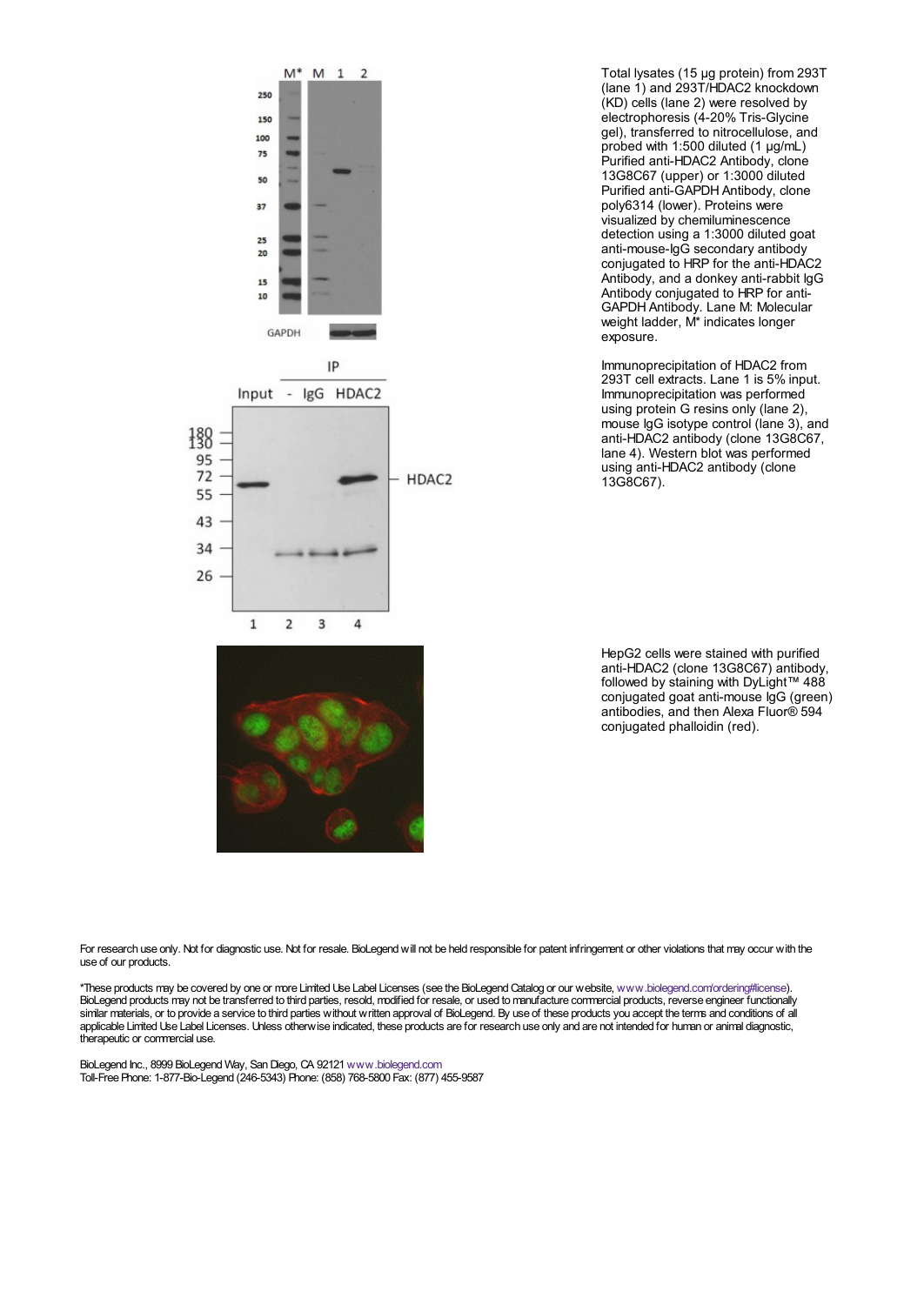M* M 1 2

250
150
100
75
50
37
25
20
15
10

GAPDH

Total lysates (15 µg protein) from 293T (lane 1) and 293T/HDAC2 knockdown (KD) cells (lane 2) were resolved by electrophoresis (4-20% Tris-Glycine gel), transferred to nitrocellulose, and probed with 1:500 diluted (1 µg/mL) Purified anti-HDAC2 Antibody, clone 13G8C67 (upper) or 1:3000 diluted Purified anti-GAPDH Antibody, clone poly6314 (lower). Proteins were visualized by chemiluminescence detection using a 1:3000 diluted goat anti-mouse-IgG secondary antibody conjugated to HRP for the anti-HDAC2 Antibody, and a donkey anti-rabbit IgG Antibody conjugated to HRP for anti-GAPDH Antibody. Lane M: Molecular weight ladder, M* indicates longer exposure.

IP

Input - IgG HDAC2

180
130
95
72
55
43
34
26

HDAC2

1 2 3 4

Immunoprecipitation of HDAC2 from 293T cell extracts. Lane 1 is 5% input. Immunoprecipitation was performed using protein G resins only (lane 2), mouse IgG isotype control (lane 3), and anti-HDAC2 antibody (clone 13G8C67, lane 4). Western blot was performed using anti-HDAC2 antibody (clone 13G8C67).

HepG2 cells were stained with purified anti-HDAC2 (clone 13G8C67) antibody, followed by staining with DyLight™ 488 conjugated goat anti-mouse IgG (green) antibodies, and then Alexa Fluor® 594 conjugated phalloidin (red).

For research use only. Not for diagnostic use. Not for resale. BioLegend will not be held responsible for patent infringement or other violations that may occur with the use of our products.

*These products may be covered by one or more Limited Use Label Licenses (see the BioLegend Catalog or our website, www.biolegend.com/ordering#license). BioLegend products may not be transferred to third parties, resold, modified for resale, or used to manufacture commercial products, reverse engineer functionally similar materials, or to provide a service to third parties without written approval of BioLegend. By use of these products you accept the terms and conditions of all applicable Limited Use Label Licenses. Unless otherwise indicated, these products are for research use only and are not intended for human or animal diagnostic, therapeutic or commercial use.

BioLegend Inc., 8999 BioLegend Way, San Diego, CA 92121 www.biolegend.com
Toll-Free Phone: 1-877-Bio-Legend (246-5343) Phone: (858) 768-5800 Fax: (877) 455-9587